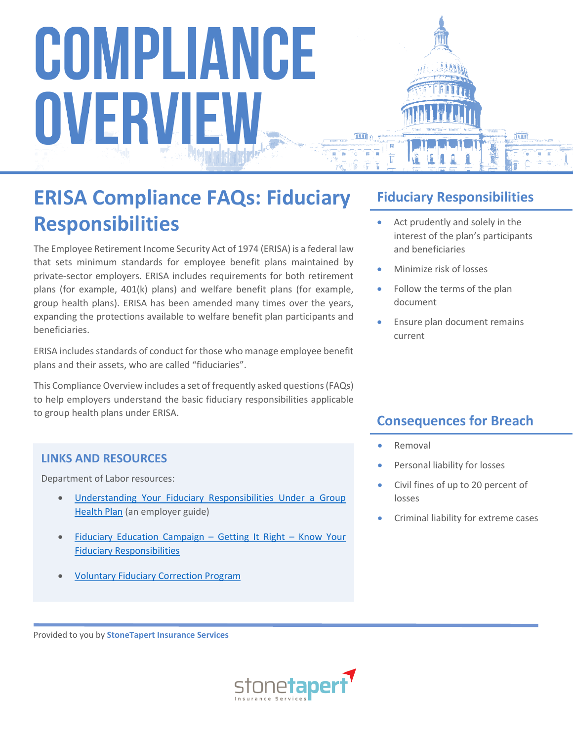# COMPLIANCE OVERVIEW

## ERISA Compliance FAQs: Fiduciary Responsibilities

The Employee Retirement Income Security Act of 1974 (ERISA) is a federal law that sets minimum standards for employee benefit plans maintained by private-sector employers. ERISA includes requirements for both retirement plans (for example, 401(k) plans) and welfare benefit plans (for example, group health plans). ERISA has been amended many times over the years, expanding the protections available to welfare benefit plan participants and beneficiaries.

ERISA includes standards of conduct for those who manage employee benefit plans and their assets, who are called "fiduciaries".

This Compliance Overview includes a set of frequently asked questions (FAQs) to help employers understand the basic fiduciary responsibilities applicable to group health plans under ERISA.

### LINKS AND RESOURCES

Department of Labor resources:

- Understanding Your Fiduciary Responsibilities Under a Group Health Plan (an employer guide)
- Fiduciary Education Campaign – Getting It Right – Know Your Fiduciary Responsibilities
- Voluntary Fiduciary Correction Program

### Fiduciary Responsibilities

- Act prudently and solely in the interest of the plan's participants and beneficiaries
- Minimize risk of losses
- Follow the terms of the plan document
- Ensure plan document remains current

### Consequences for Breach

- Removal
- Personal liability for losses
- Civil fines of up to 20 percent of losses
- Criminal liability for extreme cases

Provided to you by **StoneTapert Insurance Services**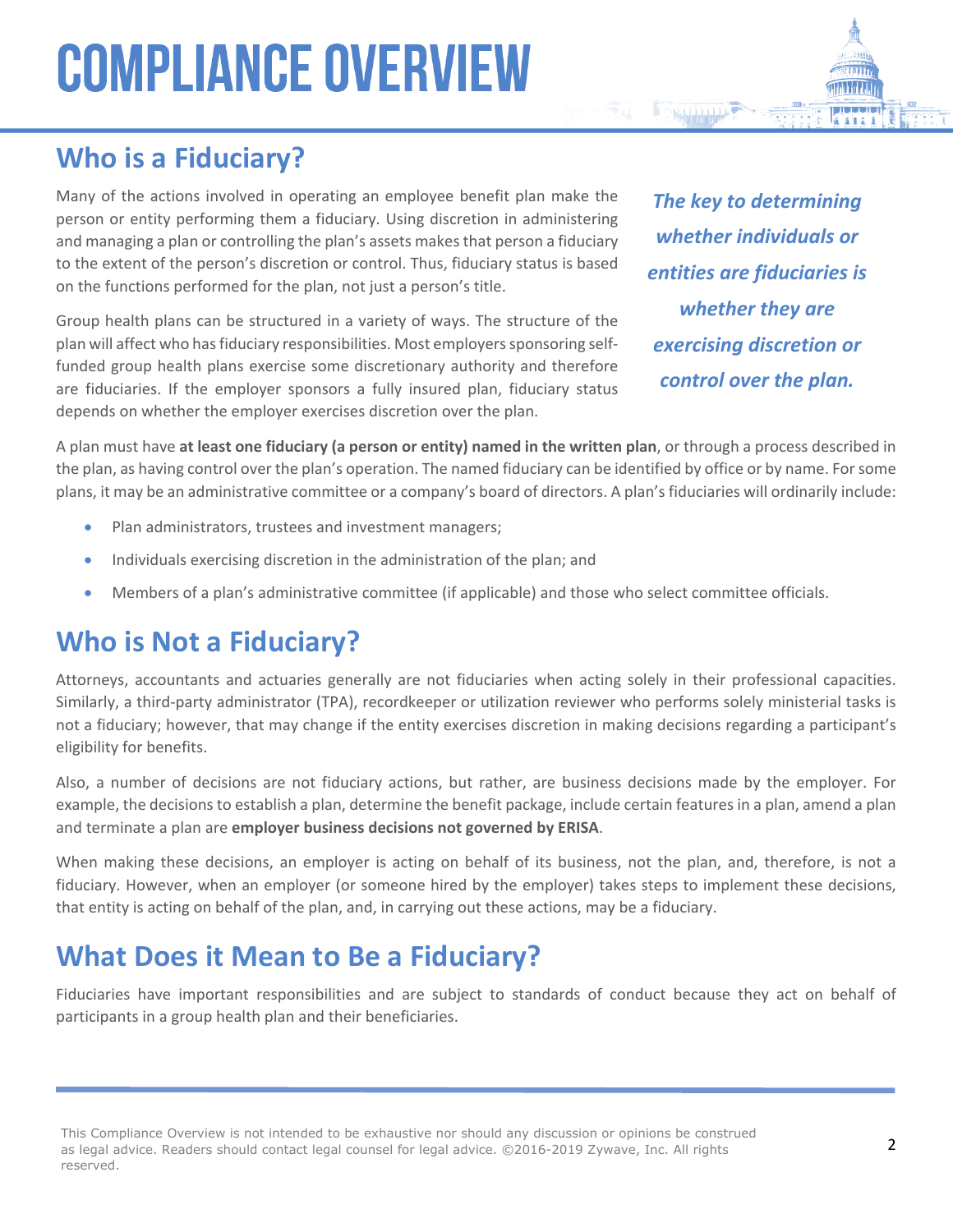## Who is a Fiduciary?

Many of the actions involved in operating an employee benefit plan make the person or entity performing them a fiduciary. Using discretion in administering and managing a plan or controlling the plan's assets makes that person a fiduciary to the extent of the person's discretion or control. Thus, fiduciary status is based on the functions performed for the plan, not just a person's title.

Group health plans can be structured in a variety of ways. The structure of the plan will affect who has fiduciary responsibilities. Most employers sponsoring self-funded group health plans exercise some discretionary authority and therefore are fiduciaries. If the employer sponsors a fully insured plan, fiduciary status depends on whether the employer exercises discretion over the plan.

***The key to determining whether individuals or entities are fiduciaries is whether they are exercising discretion or control over the plan.***

A plan must have **at least one fiduciary (a person or entity) named in the written plan**, or through a process described in the plan, as having control over the plan's operation. The named fiduciary can be identified by office or by name. For some plans, it may be an administrative committee or a company's board of directors. A plan's fiduciaries will ordinarily include:

- Plan administrators, trustees and investment managers;
- Individuals exercising discretion in the administration of the plan; and
- Members of a plan's administrative committee (if applicable) and those who select committee officials.

## Who is Not a Fiduciary?

Attorneys, accountants and actuaries generally are not fiduciaries when acting solely in their professional capacities. Similarly, a third-party administrator (TPA), recordkeeper or utilization reviewer who performs solely ministerial tasks is not a fiduciary; however, that may change if the entity exercises discretion in making decisions regarding a participant's eligibility for benefits.

Also, a number of decisions are not fiduciary actions, but rather, are business decisions made by the employer. For example, the decisions to establish a plan, determine the benefit package, include certain features in a plan, amend a plan and terminate a plan are **employer business decisions not governed by ERISA**.

When making these decisions, an employer is acting on behalf of its business, not the plan, and, therefore, is not a fiduciary. However, when an employer (or someone hired by the employer) takes steps to implement these decisions, that entity is acting on behalf of the plan, and, in carrying out these actions, may be a fiduciary.

## What Does it Mean to Be a Fiduciary?

Fiduciaries have important responsibilities and are subject to standards of conduct because they act on behalf of participants in a group health plan and their beneficiaries.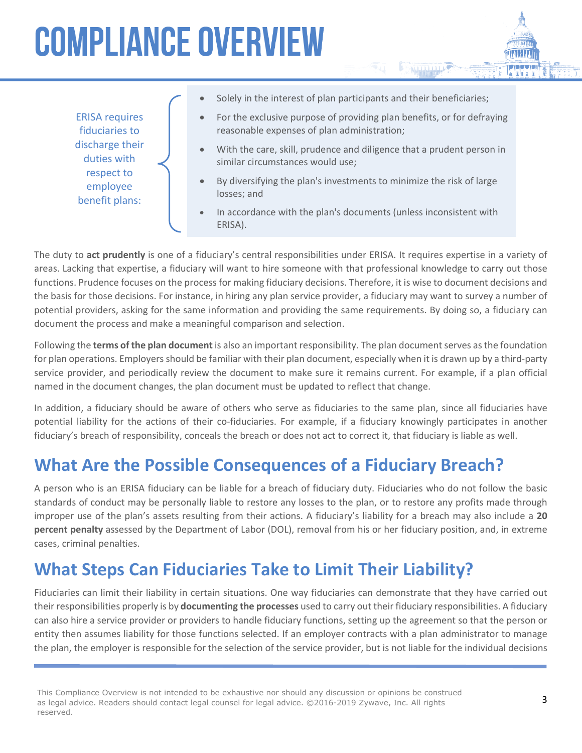ERISA requires fiduciaries to discharge their duties with respect to employee benefit plans:

- Solely in the interest of plan participants and their beneficiaries;
- For the exclusive purpose of providing plan benefits, or for defraying reasonable expenses of plan administration;
- With the care, skill, prudence and diligence that a prudent person in similar circumstances would use;
- By diversifying the plan's investments to minimize the risk of large losses; and
- In accordance with the plan's documents (unless inconsistent with ERISA).

The duty to **act prudently** is one of a fiduciary's central responsibilities under ERISA. It requires expertise in a variety of areas. Lacking that expertise, a fiduciary will want to hire someone with that professional knowledge to carry out those functions. Prudence focuses on the process for making fiduciary decisions. Therefore, it is wise to document decisions and the basis for those decisions. For instance, in hiring any plan service provider, a fiduciary may want to survey a number of potential providers, asking for the same information and providing the same requirements. By doing so, a fiduciary can document the process and make a meaningful comparison and selection.

Following the **terms of the plan document** is also an important responsibility. The plan document serves as the foundation for plan operations. Employers should be familiar with their plan document, especially when it is drawn up by a third-party service provider, and periodically review the document to make sure it remains current. For example, if a plan official named in the document changes, the plan document must be updated to reflect that change.

In addition, a fiduciary should be aware of others who serve as fiduciaries to the same plan, since all fiduciaries have potential liability for the actions of their co-fiduciaries. For example, if a fiduciary knowingly participates in another fiduciary's breach of responsibility, conceals the breach or does not act to correct it, that fiduciary is liable as well.

## What Are the Possible Consequences of a Fiduciary Breach?

A person who is an ERISA fiduciary can be liable for a breach of fiduciary duty. Fiduciaries who do not follow the basic standards of conduct may be personally liable to restore any losses to the plan, or to restore any profits made through improper use of the plan's assets resulting from their actions. A fiduciary's liability for a breach may also include a **20 percent penalty** assessed by the Department of Labor (DOL), removal from his or her fiduciary position, and, in extreme cases, criminal penalties.

## What Steps Can Fiduciaries Take to Limit Their Liability?

Fiduciaries can limit their liability in certain situations. One way fiduciaries can demonstrate that they have carried out their responsibilities properly is by **documenting the processes** used to carry out their fiduciary responsibilities. A fiduciary can also hire a service provider or providers to handle fiduciary functions, setting up the agreement so that the person or entity then assumes liability for those functions selected. If an employer contracts with a plan administrator to manage the plan, the employer is responsible for the selection of the service provider, but is not liable for the individual decisions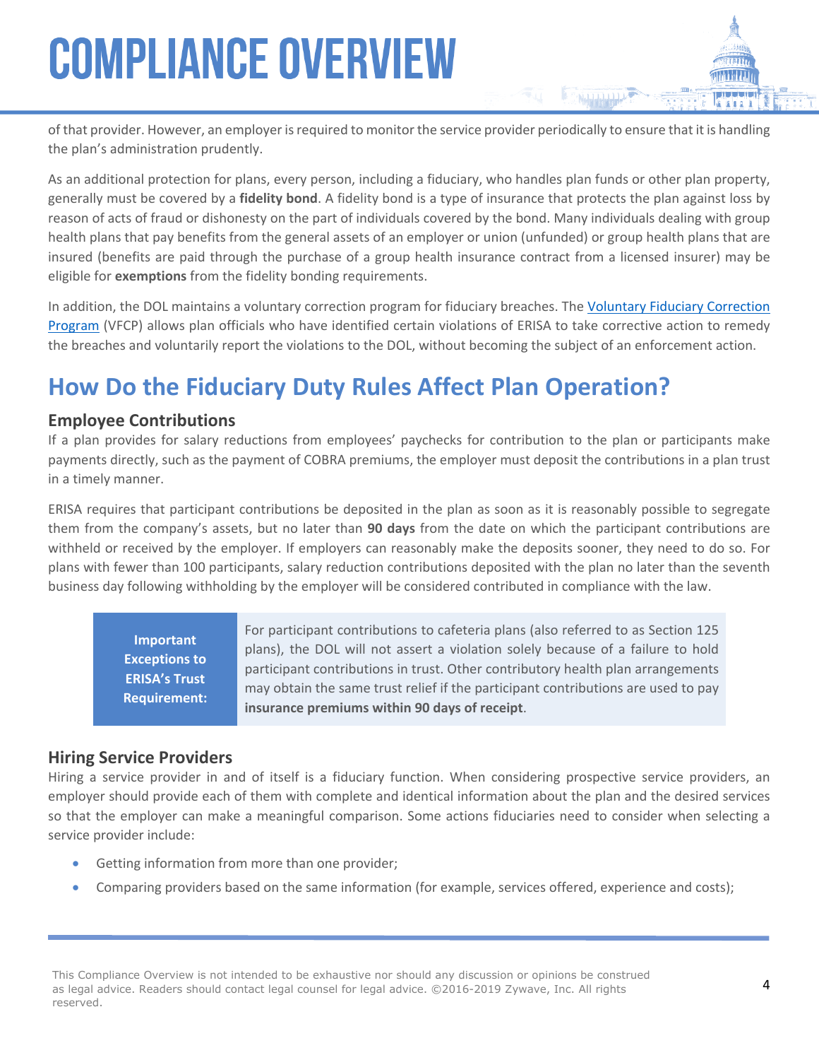of that provider. However, an employer is required to monitor the service provider periodically to ensure that it is handling the plan's administration prudently.

As an additional protection for plans, every person, including a fiduciary, who handles plan funds or other plan property, generally must be covered by a **fidelity bond**. A fidelity bond is a type of insurance that protects the plan against loss by reason of acts of fraud or dishonesty on the part of individuals covered by the bond. Many individuals dealing with group health plans that pay benefits from the general assets of an employer or union (unfunded) or group health plans that are insured (benefits are paid through the purchase of a group health insurance contract from a licensed insurer) may be eligible for **exemptions** from the fidelity bonding requirements.

In addition, the DOL maintains a voluntary correction program for fiduciary breaches. The Voluntary Fiduciary Correction Program (VFCP) allows plan officials who have identified certain violations of ERISA to take corrective action to remedy the breaches and voluntarily report the violations to the DOL, without becoming the subject of an enforcement action.

## How Do the Fiduciary Duty Rules Affect Plan Operation?

### Employee Contributions

If a plan provides for salary reductions from employees' paychecks for contribution to the plan or participants make payments directly, such as the payment of COBRA premiums, the employer must deposit the contributions in a plan trust in a timely manner.

ERISA requires that participant contributions be deposited in the plan as soon as it is reasonably possible to segregate them from the company's assets, but no later than **90 days** from the date on which the participant contributions are withheld or received by the employer. If employers can reasonably make the deposits sooner, they need to do so. For plans with fewer than 100 participants, salary reduction contributions deposited with the plan no later than the seventh business day following withholding by the employer will be considered contributed in compliance with the law.

| **Important Exceptions to ERISA's Trust Requirement:** | For participant contributions to cafeteria plans (also referred to as Section 125 plans), the DOL will not assert a violation solely because of a failure to hold participant contributions in trust. Other contributory health plan arrangements may obtain the same trust relief if the participant contributions are used to pay **insurance premiums within 90 days of receipt**. |
|---|---|

### Hiring Service Providers

Hiring a service provider in and of itself is a fiduciary function. When considering prospective service providers, an employer should provide each of them with complete and identical information about the plan and the desired services so that the employer can make a meaningful comparison. Some actions fiduciaries need to consider when selecting a service provider include:

- Getting information from more than one provider;
- Comparing providers based on the same information (for example, services offered, experience and costs);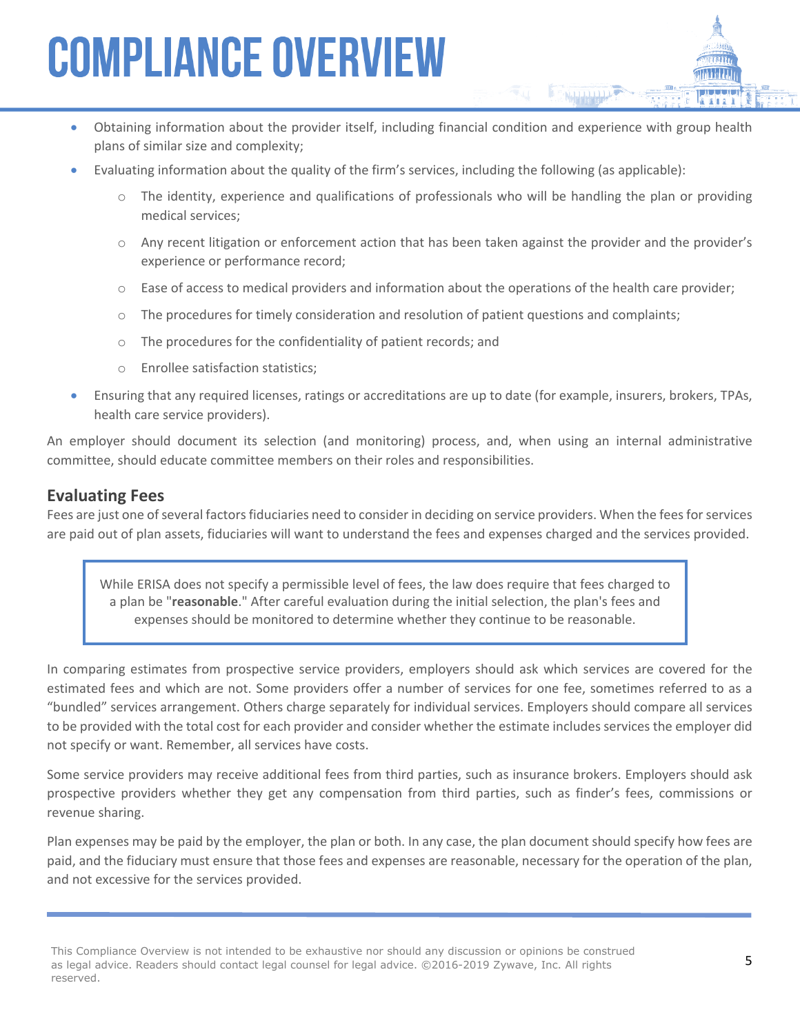- Obtaining information about the provider itself, including financial condition and experience with group health plans of similar size and complexity;
- Evaluating information about the quality of the firm's services, including the following (as applicable):
    - The identity, experience and qualifications of professionals who will be handling the plan or providing medical services;
    - Any recent litigation or enforcement action that has been taken against the provider and the provider's experience or performance record;
    - Ease of access to medical providers and information about the operations of the health care provider;
    - The procedures for timely consideration and resolution of patient questions and complaints;
    - The procedures for the confidentiality of patient records; and
    - Enrollee satisfaction statistics;
- Ensuring that any required licenses, ratings or accreditations are up to date (for example, insurers, brokers, TPAs, health care service providers).

An employer should document its selection (and monitoring) process, and, when using an internal administrative committee, should educate committee members on their roles and responsibilities.

## Evaluating Fees

Fees are just one of several factors fiduciaries need to consider in deciding on service providers. When the fees for services are paid out of plan assets, fiduciaries will want to understand the fees and expenses charged and the services provided.

> While ERISA does not specify a permissible level of fees, the law does require that fees charged to a plan be "**reasonable**." After careful evaluation during the initial selection, the plan's fees and expenses should be monitored to determine whether they continue to be reasonable.

In comparing estimates from prospective service providers, employers should ask which services are covered for the estimated fees and which are not. Some providers offer a number of services for one fee, sometimes referred to as a "bundled" services arrangement. Others charge separately for individual services. Employers should compare all services to be provided with the total cost for each provider and consider whether the estimate includes services the employer did not specify or want. Remember, all services have costs.

Some service providers may receive additional fees from third parties, such as insurance brokers. Employers should ask prospective providers whether they get any compensation from third parties, such as finder's fees, commissions or revenue sharing.

Plan expenses may be paid by the employer, the plan or both. In any case, the plan document should specify how fees are paid, and the fiduciary must ensure that those fees and expenses are reasonable, necessary for the operation of the plan, and not excessive for the services provided.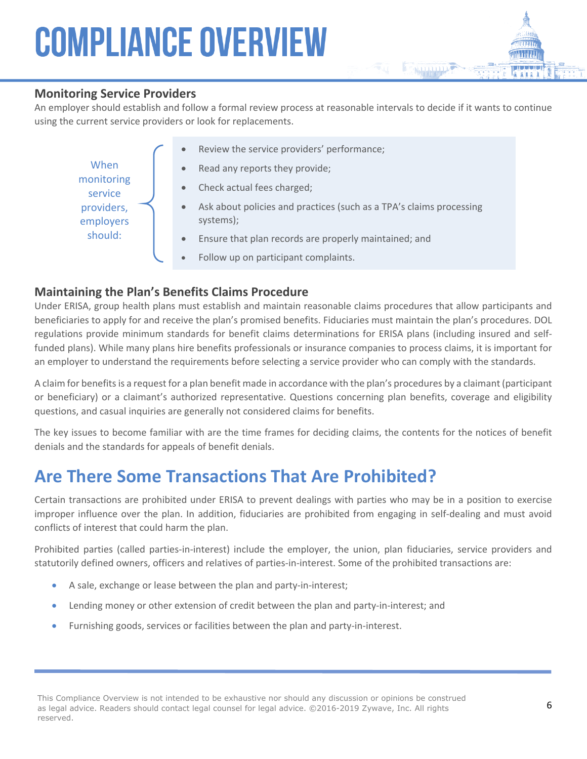### Monitoring Service Providers

An employer should establish and follow a formal review process at reasonable intervals to decide if it wants to continue using the current service providers or look for replacements.

When monitoring service providers, employers should:

- Review the service providers' performance;
- Read any reports they provide;
- Check actual fees charged;
- Ask about policies and practices (such as a TPA's claims processing systems);
- Ensure that plan records are properly maintained; and
- Follow up on participant complaints.

### Maintaining the Plan's Benefits Claims Procedure

Under ERISA, group health plans must establish and maintain reasonable claims procedures that allow participants and beneficiaries to apply for and receive the plan's promised benefits. Fiduciaries must maintain the plan's procedures. DOL regulations provide minimum standards for benefit claims determinations for ERISA plans (including insured and self-funded plans). While many plans hire benefits professionals or insurance companies to process claims, it is important for an employer to understand the requirements before selecting a service provider who can comply with the standards.

A claim for benefits is a request for a plan benefit made in accordance with the plan's procedures by a claimant (participant or beneficiary) or a claimant's authorized representative. Questions concerning plan benefits, coverage and eligibility questions, and casual inquiries are generally not considered claims for benefits.

The key issues to become familiar with are the time frames for deciding claims, the contents for the notices of benefit denials and the standards for appeals of benefit denials.

## Are There Some Transactions That Are Prohibited?

Certain transactions are prohibited under ERISA to prevent dealings with parties who may be in a position to exercise improper influence over the plan. In addition, fiduciaries are prohibited from engaging in self-dealing and must avoid conflicts of interest that could harm the plan.

Prohibited parties (called parties-in-interest) include the employer, the union, plan fiduciaries, service providers and statutorily defined owners, officers and relatives of parties-in-interest. Some of the prohibited transactions are:

- A sale, exchange or lease between the plan and party-in-interest;
- Lending money or other extension of credit between the plan and party-in-interest; and
- Furnishing goods, services or facilities between the plan and party-in-interest.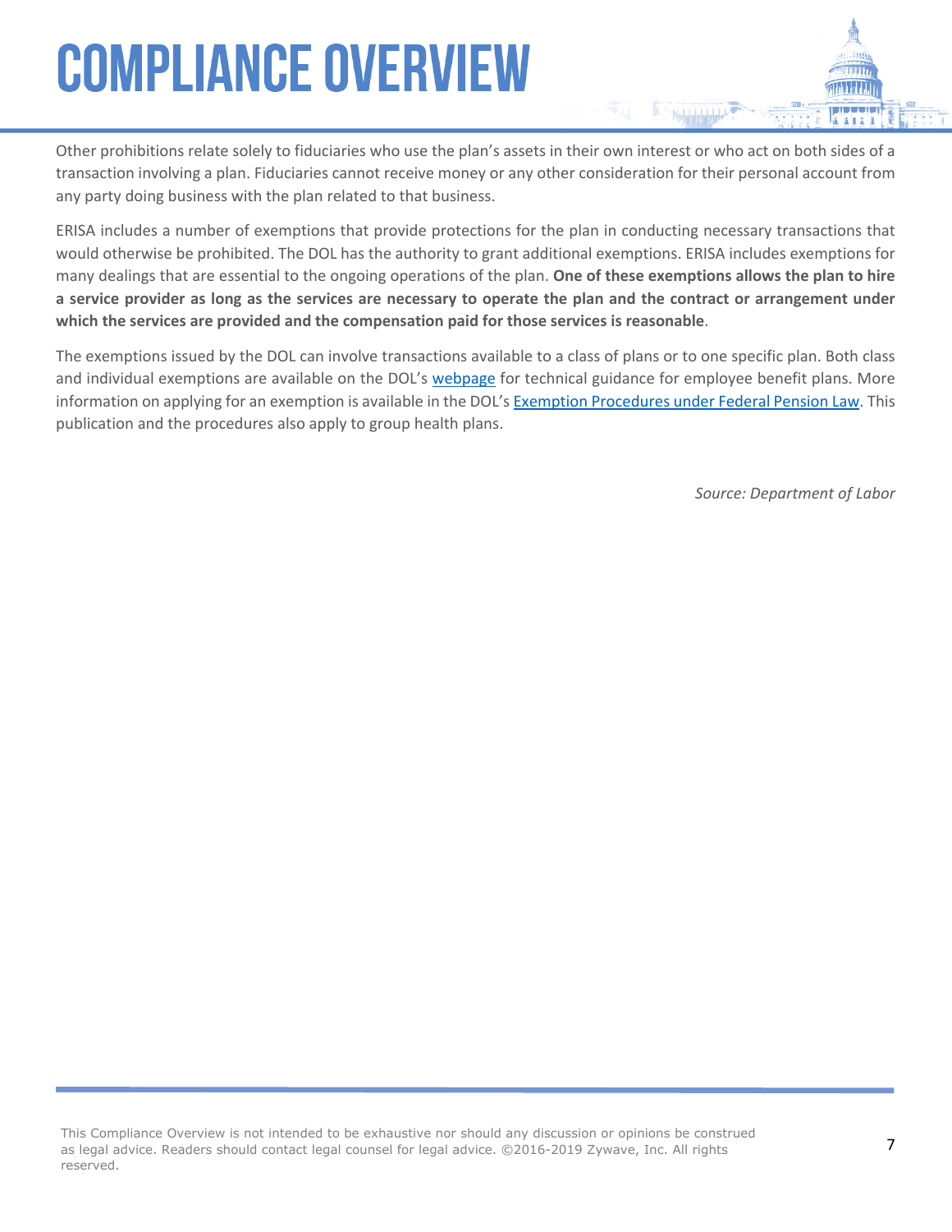Other prohibitions relate solely to fiduciaries who use the plan's assets in their own interest or who act on both sides of a transaction involving a plan. Fiduciaries cannot receive money or any other consideration for their personal account from any party doing business with the plan related to that business.

ERISA includes a number of exemptions that provide protections for the plan in conducting necessary transactions that would otherwise be prohibited. The DOL has the authority to grant additional exemptions. ERISA includes exemptions for many dealings that are essential to the ongoing operations of the plan. **One of these exemptions allows the plan to hire a service provider as long as the services are necessary to operate the plan and the contract or arrangement under which the services are provided and the compensation paid for those services is reasonable**.

The exemptions issued by the DOL can involve transactions available to a class of plans or to one specific plan. Both class and individual exemptions are available on the DOL's webpage for technical guidance for employee benefit plans. More information on applying for an exemption is available in the DOL's Exemption Procedures under Federal Pension Law. This publication and the procedures also apply to group health plans.

*Source: Department of Labor*

This Compliance Overview is not intended to be exhaustive nor should any discussion or opinions be construed as legal advice. Readers should contact legal counsel for legal advice. ©2016-2019 Zywave, Inc. All rights reserved.